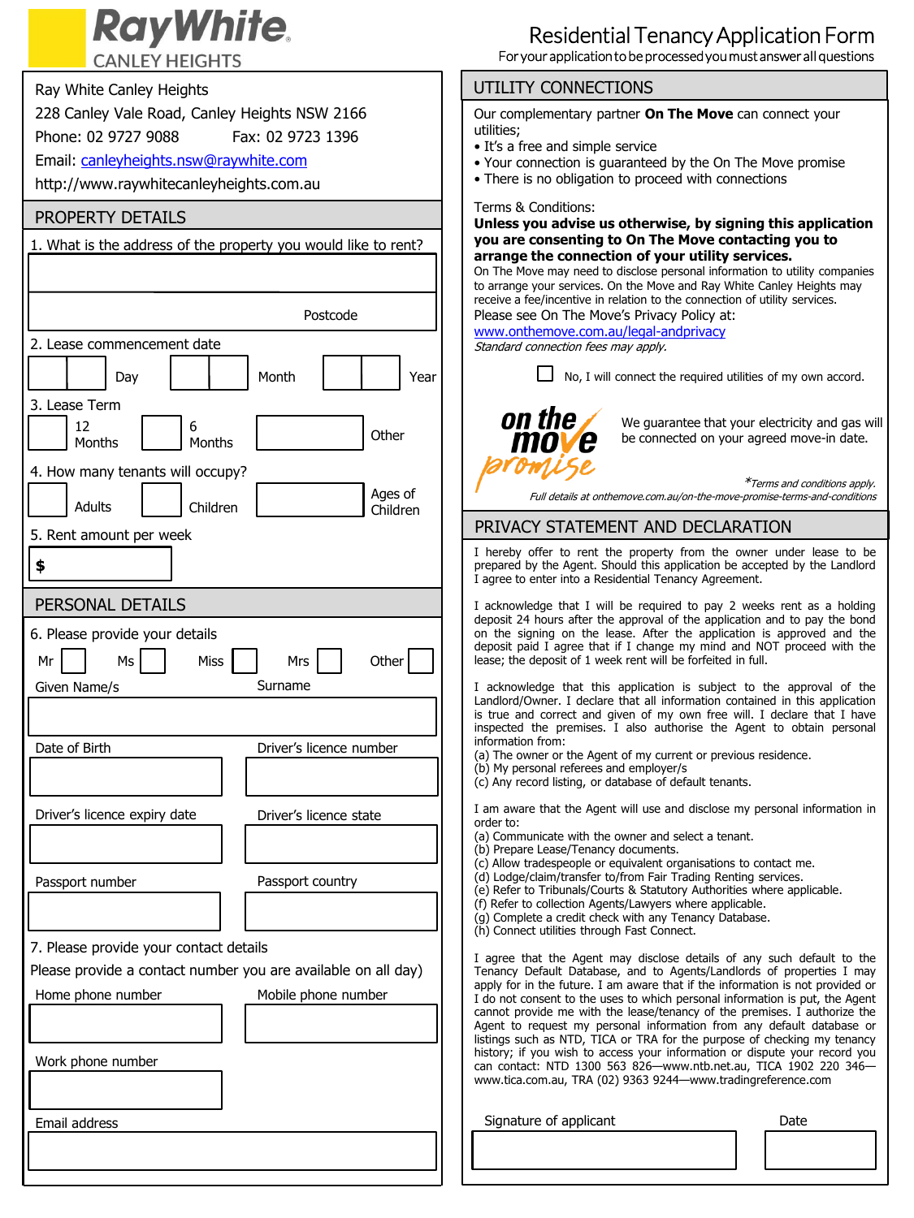# Ray White CANLEY HEIGHTS

## Residential Tenancy Application Form

For your application to be processed you must answer all questions

Ray White Canley Heights
228 Canley Vale Road, Canley Heights NSW 2166
Phone: 02 9727 9088 Fax: 02 9723 1396
Email: canleyheights.nsw@raywhite.com
http://www.raywhitecanleyheights.com.au

## PROPERTY DETAILS

1. What is the address of the property you would like to rent?

Postcode

2. Lease commencement date

Day Month Year

3. Lease Term

12 Months  6 Months  Other

4. How many tenants will occupy?

Adults  Children  Ages of Children

5. Rent amount per week

**$**

## PERSONAL DETAILS

6. Please provide your details

Mr  Ms  Miss  Mrs  Other

Given Name/s  Surname

Date of Birth  Driver's licence number

Driver's licence expiry date  Driver's licence state

Passport number  Passport country

7. Please provide your contact details

Please provide a contact number you are available on all day)

Home phone number  Mobile phone number

Work phone number

Email address

## UTILITY CONNECTIONS

Our complementary partner **On The Move** can connect your utilities;

- It's a free and simple service
- Your connection is guaranteed by the On The Move promise
- There is no obligation to proceed with connections

Terms & Conditions:
**Unless you advise us otherwise, by signing this application you are consenting to On The Move contacting you to arrange the connection of your utility services.**
On The Move may need to disclose personal information to utility companies to arrange your services. On the Move and Ray White Canley Heights may receive a fee/incentive in relation to the connection of utility services.
Please see On The Move's Privacy Policy at:
www.onthemove.com.au/legal-andprivacy
*Standard connection fees may apply.*

☐ No, I will connect the required utilities of my own accord.

on the move promise

We guarantee that your electricity and gas will be connected on your agreed move-in date.

**Terms and conditions apply.*
*Full details at onthemove.com.au/on-the-move-promise-terms-and-conditions*

## PRIVACY STATEMENT AND DECLARATION

I hereby offer to rent the property from the owner under lease to be prepared by the Agent. Should this application be accepted by the Landlord I agree to enter into a Residential Tenancy Agreement.

I acknowledge that I will be required to pay 2 weeks rent as a holding deposit 24 hours after the approval of the application and to pay the bond on the signing on the lease. After the application is approved and the deposit paid I agree that if I change my mind and NOT proceed with the lease; the deposit of 1 week rent will be forfeited in full.

I acknowledge that this application is subject to the approval of the Landlord/Owner. I declare that all information contained in this application is true and correct and given of my own free will. I declare that I have inspected the premises. I also authorise the Agent to obtain personal information from:
(a) The owner or the Agent of my current or previous residence.
(b) My personal referees and employer/s
(c) Any record listing, or database of default tenants.

I am aware that the Agent will use and disclose my personal information in order to:
(a) Communicate with the owner and select a tenant.
(b) Prepare Lease/Tenancy documents.
(c) Allow tradespeople or equivalent organisations to contact me.
(d) Lodge/claim/transfer to/from Fair Trading Renting services.
(e) Refer to Tribunals/Courts & Statutory Authorities where applicable.
(f) Refer to collection Agents/Lawyers where applicable.
(g) Complete a credit check with any Tenancy Database.
(h) Connect utilities through Fast Connect.

I agree that the Agent may disclose details of any such default to the Tenancy Default Database, and to Agents/Landlords of properties I may apply for in the future. I am aware that if the information is not provided or I do not consent to the uses to which personal information is put, the Agent cannot provide me with the lease/tenancy of the premises. I authorize the Agent to request my personal information from any default database or listings such as NTD, TICA or TRA for the purpose of checking my tenancy history; if you wish to access your information or dispute your record you can contact: NTD 1300 563 826—www.ntb.net.au, TICA 1902 220 346—www.tica.com.au, TRA (02) 9363 9244—www.tradingreference.com

Signature of applicant  Date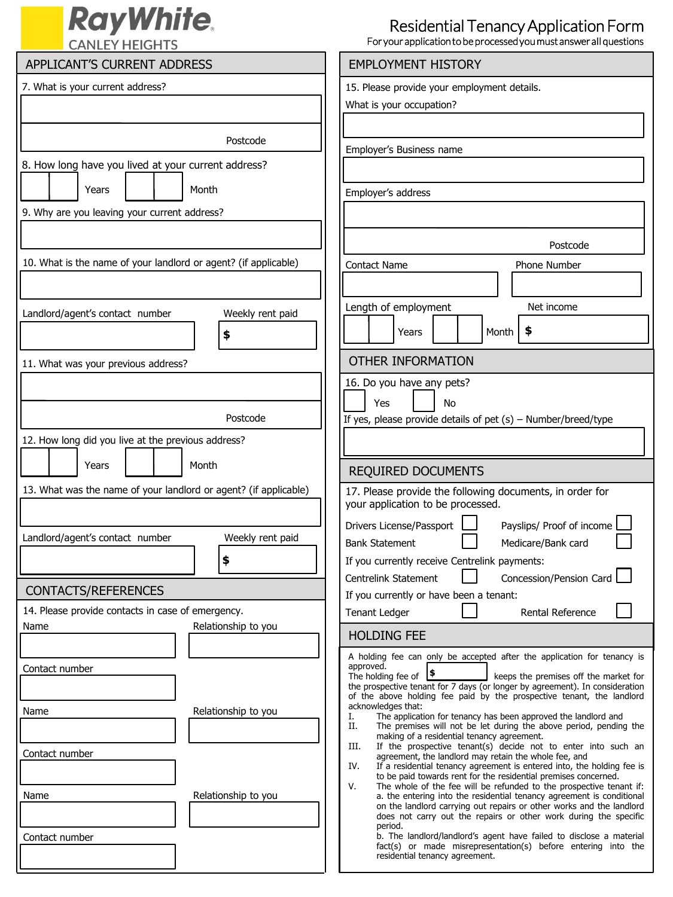RayWhite CANLEY HEIGHTS

# Residential Tenancy Application Form

For your application to be processed you must answer all questions

## APPLICANT'S CURRENT ADDRESS

7. What is your current address?

Postcode

8. How long have you lived at your current address?

Years Month

9. Why are you leaving your current address?

10. What is the name of your landlord or agent? (if applicable)

Landlord/agent's contact number

Weekly rent paid $

11. What was your previous address?

Postcode

12. How long did you live at the previous address?

Years Month

13. What was the name of your landlord or agent? (if applicable)

Landlord/agent's contact number

Weekly rent paid $

## CONTACTS/REFERENCES

14. Please provide contacts in case of emergency.

Name

Relationship to you

Contact number

Name

Relationship to you

Contact number

Name

Relationship to you

Contact number

## EMPLOYMENT HISTORY

15. Please provide your employment details.

What is your occupation?

Employer's Business name

Employer's address

Postcode

Contact Name

Phone Number

Length of employment

Years Month

Net income $

## OTHER INFORMATION

16. Do you have any pets?

Yes No

If yes, please provide details of pet (s) – Number/breed/type

## REQUIRED DOCUMENTS

17. Please provide the following documents, in order for your application to be processed.

Drivers License/Passport ☐ Payslips/ Proof of income ☐

Bank Statement ☐ Medicare/Bank card ☐

If you currently receive Centrelink payments:

Centrelink Statement ☐ Concession/Pension Card ☐

If you currently or have been a tenant:

Tenant Ledger ☐ Rental Reference ☐

## HOLDING FEE

A holding fee can only be accepted after the application for tenancy is approved.

The holding fee of $ keeps the premises off the market for the prospective tenant for 7 days (or longer by agreement). In consideration of the above holding fee paid by the prospective tenant, the landlord acknowledges that:

I. The application for tenancy has been approved the landlord and

II. The premises will not be let during the above period, pending the making of a residential tenancy agreement.

III. If the prospective tenant(s) decide not to enter into such an agreement, the landlord may retain the whole fee, and

IV. If a residential tenancy agreement is entered into, the holding fee is to be paid towards rent for the residential premises concerned.

V. The whole of the fee will be refunded to the prospective tenant if:
a. the entering into the residential tenancy agreement is conditional on the landlord carrying out repairs or other works and the landlord does not carry out the repairs or other work during the specific period.
b. The landlord/landlord's agent have failed to disclose a material fact(s) or made misrepresentation(s) before entering into the residential tenancy agreement.